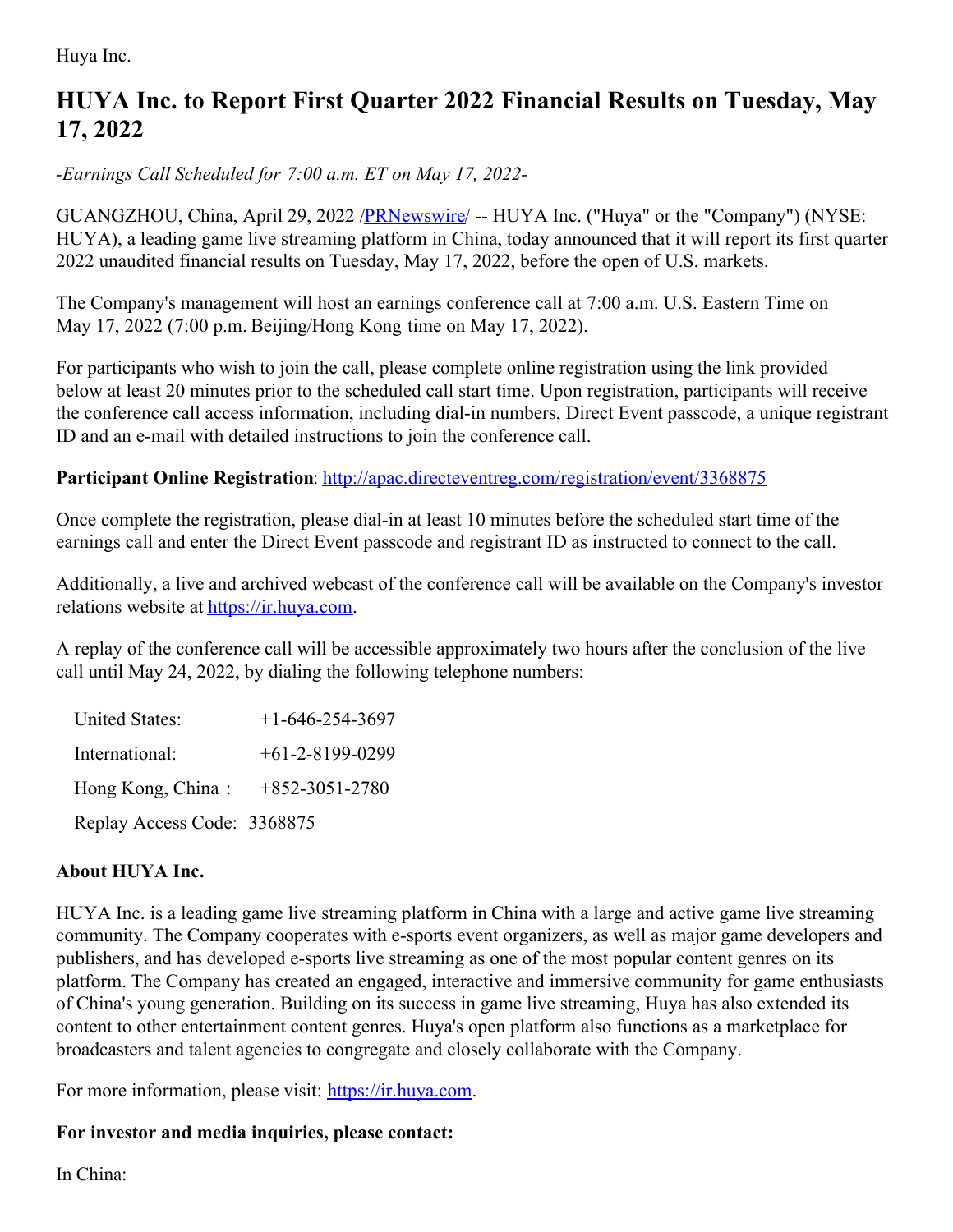Huya Inc.

# HUYA Inc. to Report First Quarter 2022 Financial Results on Tuesday, May 17, 2022

*-Earnings Call Scheduled for 7:00 a.m. ET on May 17, 2022-*

GUANGZHOU, China, April 29, 2022 /PRNewswire/ -- HUYA Inc. ("Huya" or the "Company") (NYSE: HUYA), a leading game live streaming platform in China, today announced that it will report its first quarter 2022 unaudited financial results on Tuesday, May 17, 2022, before the open of U.S. markets.

The Company's management will host an earnings conference call at 7:00 a.m. U.S. Eastern Time on May 17, 2022 (7:00 p.m. Beijing/Hong Kong time on May 17, 2022).

For participants who wish to join the call, please complete online registration using the link provided below at least 20 minutes prior to the scheduled call start time. Upon registration, participants will receive the conference call access information, including dial-in numbers, Direct Event passcode, a unique registrant ID and an e-mail with detailed instructions to join the conference call.

**Participant Online Registration**: http://apac.directeventreg.com/registration/event/3368875

Once complete the registration, please dial-in at least 10 minutes before the scheduled start time of the earnings call and enter the Direct Event passcode and registrant ID as instructed to connect to the call.

Additionally, a live and archived webcast of the conference call will be available on the Company's investor relations website at https://ir.huya.com.

A replay of the conference call will be accessible approximately two hours after the conclusion of the live call until May 24, 2022, by dialing the following telephone numbers:

| | |
|---|---|
| United States: | +1-646-254-3697 |
| International: | +61-2-8199-0299 |
| Hong Kong, China： | +852-3051-2780 |
| Replay Access Code: | 3368875 |

### About HUYA Inc.

HUYA Inc. is a leading game live streaming platform in China with a large and active game live streaming community. The Company cooperates with e-sports event organizers, as well as major game developers and publishers, and has developed e-sports live streaming as one of the most popular content genres on its platform. The Company has created an engaged, interactive and immersive community for game enthusiasts of China's young generation. Building on its success in game live streaming, Huya has also extended its content to other entertainment content genres. Huya's open platform also functions as a marketplace for broadcasters and talent agencies to congregate and closely collaborate with the Company.

For more information, please visit: https://ir.huya.com.

### For investor and media inquiries, please contact:

In China: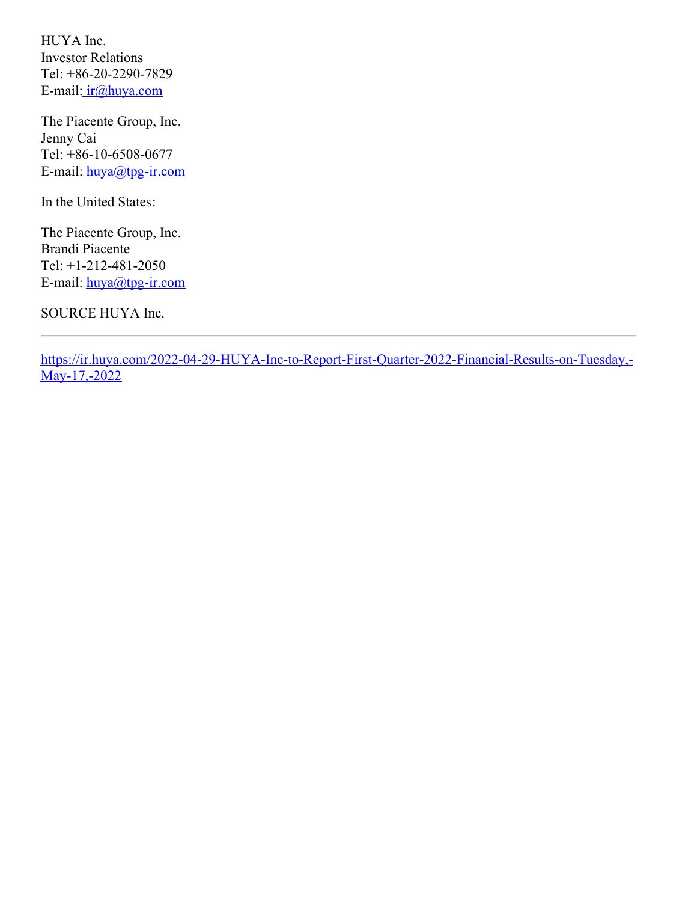HUYA Inc.
Investor Relations
Tel: +86-20-2290-7829
E-mail: ir@huya.com

The Piacente Group, Inc.
Jenny Cai
Tel: +86-10-6508-0677
E-mail: huya@tpg-ir.com

In the United States:

The Piacente Group, Inc.
Brandi Piacente
Tel: +1-212-481-2050
E-mail: huya@tpg-ir.com

SOURCE HUYA Inc.

---

https://ir.huya.com/2022-04-29-HUYA-Inc-to-Report-First-Quarter-2022-Financial-Results-on-Tuesday,-May-17,-2022